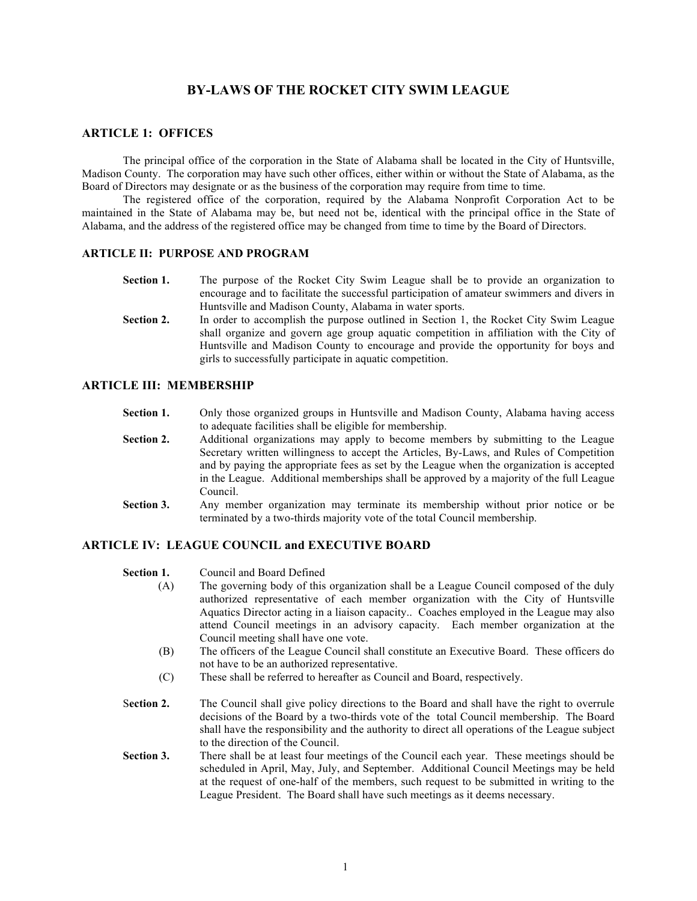# BY-LAWS OF THE ROCKET CITY SWIM LEAGUE

## ARTICLE 1: OFFICES

The principal office of the corporation in the State of Alabama shall be located in the City of Huntsville, Madison County. The corporation may have such other offices, either within or without the State of Alabama, as the Board of Directors may designate or as the business of the corporation may require from time to time.

The registered office of the corporation, required by the Alabama Nonprofit Corporation Act to be maintained in the State of Alabama may be, but need not be, identical with the principal office in the State of Alabama, and the address of the registered office may be changed from time to time by the Board of Directors.

## ARTICLE II: PURPOSE AND PROGRAM

**Section 1.** The purpose of the Rocket City Swim League shall be to provide an organization to encourage and to facilitate the successful participation of amateur swimmers and divers in Huntsville and Madison County, Alabama in water sports.

**Section 2.** In order to accomplish the purpose outlined in Section 1, the Rocket City Swim League shall organize and govern age group aquatic competition in affiliation with the City of Huntsville and Madison County to encourage and provide the opportunity for boys and girls to successfully participate in aquatic competition.

## ARTICLE III: MEMBERSHIP

**Section 1.** Only those organized groups in Huntsville and Madison County, Alabama having access to adequate facilities shall be eligible for membership.

**Section 2.** Additional organizations may apply to become members by submitting to the League Secretary written willingness to accept the Articles, By-Laws, and Rules of Competition and by paying the appropriate fees as set by the League when the organization is accepted in the League. Additional memberships shall be approved by a majority of the full League Council.

**Section 3.** Any member organization may terminate its membership without prior notice or be terminated by a two-thirds majority vote of the total Council membership.

## ARTICLE IV: LEAGUE COUNCIL and EXECUTIVE BOARD

**Section 1.** Council and Board Defined

(A) The governing body of this organization shall be a League Council composed of the duly authorized representative of each member organization with the City of Huntsville Aquatics Director acting in a liaison capacity.. Coaches employed in the League may also attend Council meetings in an advisory capacity. Each member organization at the Council meeting shall have one vote.

(B) The officers of the League Council shall constitute an Executive Board. These officers do not have to be an authorized representative.

(C) These shall be referred to hereafter as Council and Board, respectively.

**Section 2.** The Council shall give policy directions to the Board and shall have the right to overrule decisions of the Board by a two-thirds vote of the total Council membership. The Board shall have the responsibility and the authority to direct all operations of the League subject to the direction of the Council.

**Section 3.** There shall be at least four meetings of the Council each year. These meetings should be scheduled in April, May, July, and September. Additional Council Meetings may be held at the request of one-half of the members, such request to be submitted in writing to the League President. The Board shall have such meetings as it deems necessary.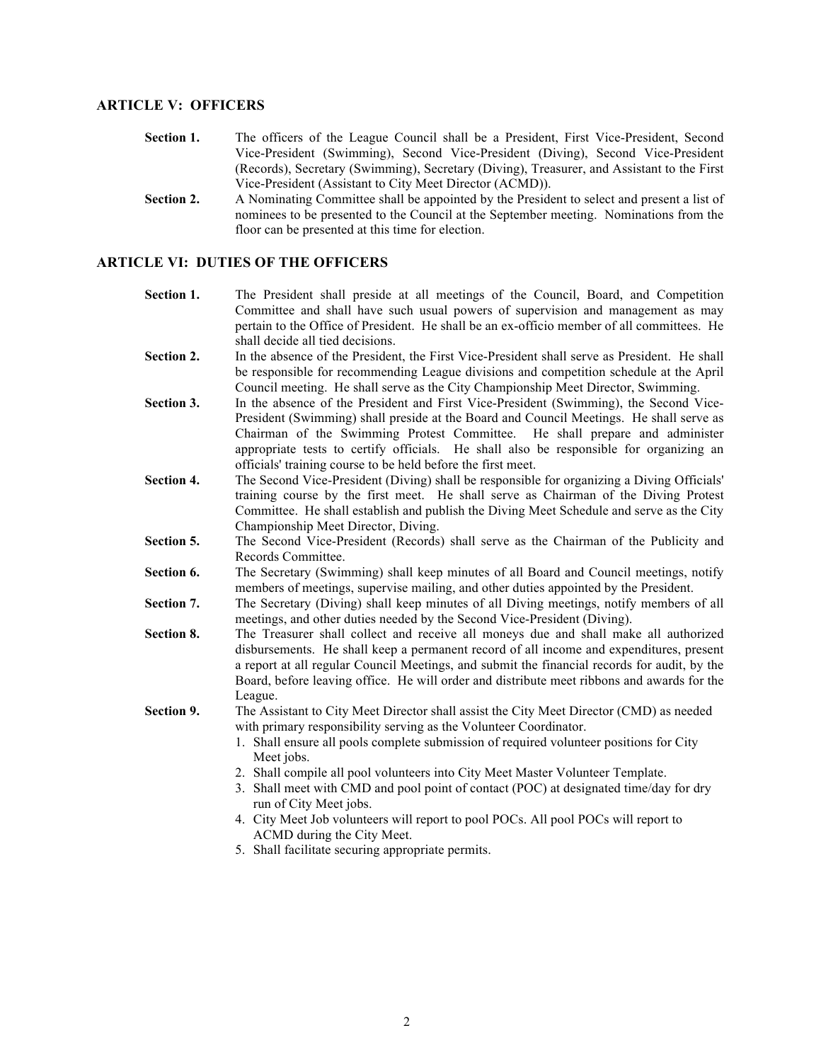## ARTICLE V: OFFICERS

**Section 1.** The officers of the League Council shall be a President, First Vice-President, Second Vice-President (Swimming), Second Vice-President (Diving), Second Vice-President (Records), Secretary (Swimming), Secretary (Diving), Treasurer, and Assistant to the First Vice-President (Assistant to City Meet Director (ACMD)).

**Section 2.** A Nominating Committee shall be appointed by the President to select and present a list of nominees to be presented to the Council at the September meeting. Nominations from the floor can be presented at this time for election.

## ARTICLE VI: DUTIES OF THE OFFICERS

**Section 1.** The President shall preside at all meetings of the Council, Board, and Competition Committee and shall have such usual powers of supervision and management as may pertain to the Office of President. He shall be an ex-officio member of all committees. He shall decide all tied decisions.

**Section 2.** In the absence of the President, the First Vice-President shall serve as President. He shall be responsible for recommending League divisions and competition schedule at the April Council meeting. He shall serve as the City Championship Meet Director, Swimming.

**Section 3.** In the absence of the President and First Vice-President (Swimming), the Second Vice-President (Swimming) shall preside at the Board and Council Meetings. He shall serve as Chairman of the Swimming Protest Committee. He shall prepare and administer appropriate tests to certify officials. He shall also be responsible for organizing an officials' training course to be held before the first meet.

**Section 4.** The Second Vice-President (Diving) shall be responsible for organizing a Diving Officials' training course by the first meet. He shall serve as Chairman of the Diving Protest Committee. He shall establish and publish the Diving Meet Schedule and serve as the City Championship Meet Director, Diving.

**Section 5.** The Second Vice-President (Records) shall serve as the Chairman of the Publicity and Records Committee.

**Section 6.** The Secretary (Swimming) shall keep minutes of all Board and Council meetings, notify members of meetings, supervise mailing, and other duties appointed by the President.

**Section 7.** The Secretary (Diving) shall keep minutes of all Diving meetings, notify members of all meetings, and other duties needed by the Second Vice-President (Diving).

**Section 8.** The Treasurer shall collect and receive all moneys due and shall make all authorized disbursements. He shall keep a permanent record of all income and expenditures, present a report at all regular Council Meetings, and submit the financial records for audit, by the Board, before leaving office. He will order and distribute meet ribbons and awards for the League.

**Section 9.** The Assistant to City Meet Director shall assist the City Meet Director (CMD) as needed with primary responsibility serving as the Volunteer Coordinator.

1. Shall ensure all pools complete submission of required volunteer positions for City Meet jobs.
2. Shall compile all pool volunteers into City Meet Master Volunteer Template.
3. Shall meet with CMD and pool point of contact (POC) at designated time/day for dry run of City Meet jobs.
4. City Meet Job volunteers will report to pool POCs. All pool POCs will report to ACMD during the City Meet.
5. Shall facilitate securing appropriate permits.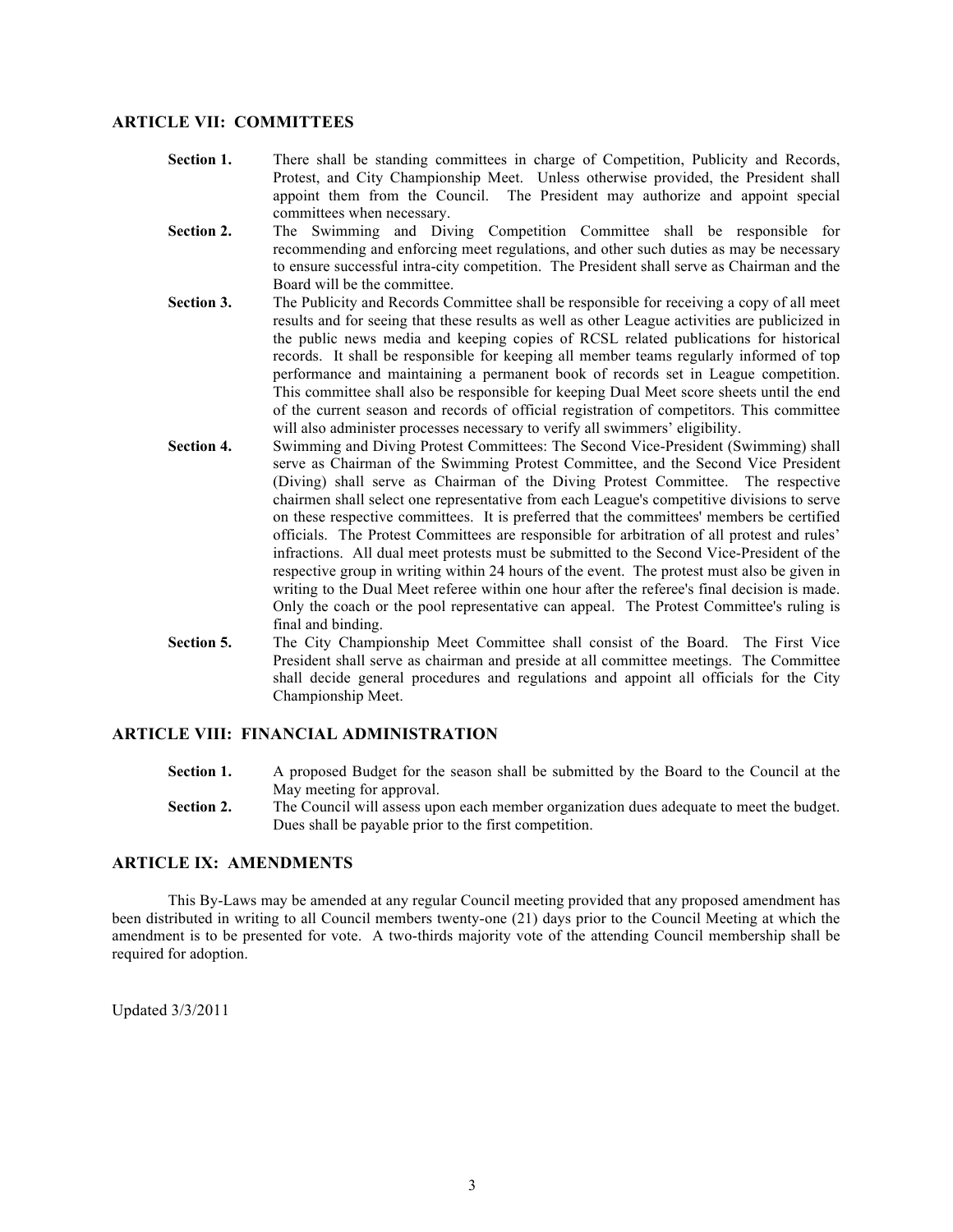## ARTICLE VII: COMMITTEES

**Section 1.** There shall be standing committees in charge of Competition, Publicity and Records, Protest, and City Championship Meet. Unless otherwise provided, the President shall appoint them from the Council. The President may authorize and appoint special committees when necessary.

**Section 2.** The Swimming and Diving Competition Committee shall be responsible for recommending and enforcing meet regulations, and other such duties as may be necessary to ensure successful intra-city competition. The President shall serve as Chairman and the Board will be the committee.

**Section 3.** The Publicity and Records Committee shall be responsible for receiving a copy of all meet results and for seeing that these results as well as other League activities are publicized in the public news media and keeping copies of RCSL related publications for historical records. It shall be responsible for keeping all member teams regularly informed of top performance and maintaining a permanent book of records set in League competition. This committee shall also be responsible for keeping Dual Meet score sheets until the end of the current season and records of official registration of competitors. This committee will also administer processes necessary to verify all swimmers' eligibility.

**Section 4.** Swimming and Diving Protest Committees: The Second Vice-President (Swimming) shall serve as Chairman of the Swimming Protest Committee, and the Second Vice President (Diving) shall serve as Chairman of the Diving Protest Committee. The respective chairmen shall select one representative from each League's competitive divisions to serve on these respective committees. It is preferred that the committees' members be certified officials. The Protest Committees are responsible for arbitration of all protest and rules' infractions. All dual meet protests must be submitted to the Second Vice-President of the respective group in writing within 24 hours of the event. The protest must also be given in writing to the Dual Meet referee within one hour after the referee's final decision is made. Only the coach or the pool representative can appeal. The Protest Committee's ruling is final and binding.

**Section 5.** The City Championship Meet Committee shall consist of the Board. The First Vice President shall serve as chairman and preside at all committee meetings. The Committee shall decide general procedures and regulations and appoint all officials for the City Championship Meet.

## ARTICLE VIII: FINANCIAL ADMINISTRATION

**Section 1.** A proposed Budget for the season shall be submitted by the Board to the Council at the May meeting for approval.

**Section 2.** The Council will assess upon each member organization dues adequate to meet the budget. Dues shall be payable prior to the first competition.

## ARTICLE IX: AMENDMENTS

This By-Laws may be amended at any regular Council meeting provided that any proposed amendment has been distributed in writing to all Council members twenty-one (21) days prior to the Council Meeting at which the amendment is to be presented for vote. A two-thirds majority vote of the attending Council membership shall be required for adoption.

Updated 3/3/2011